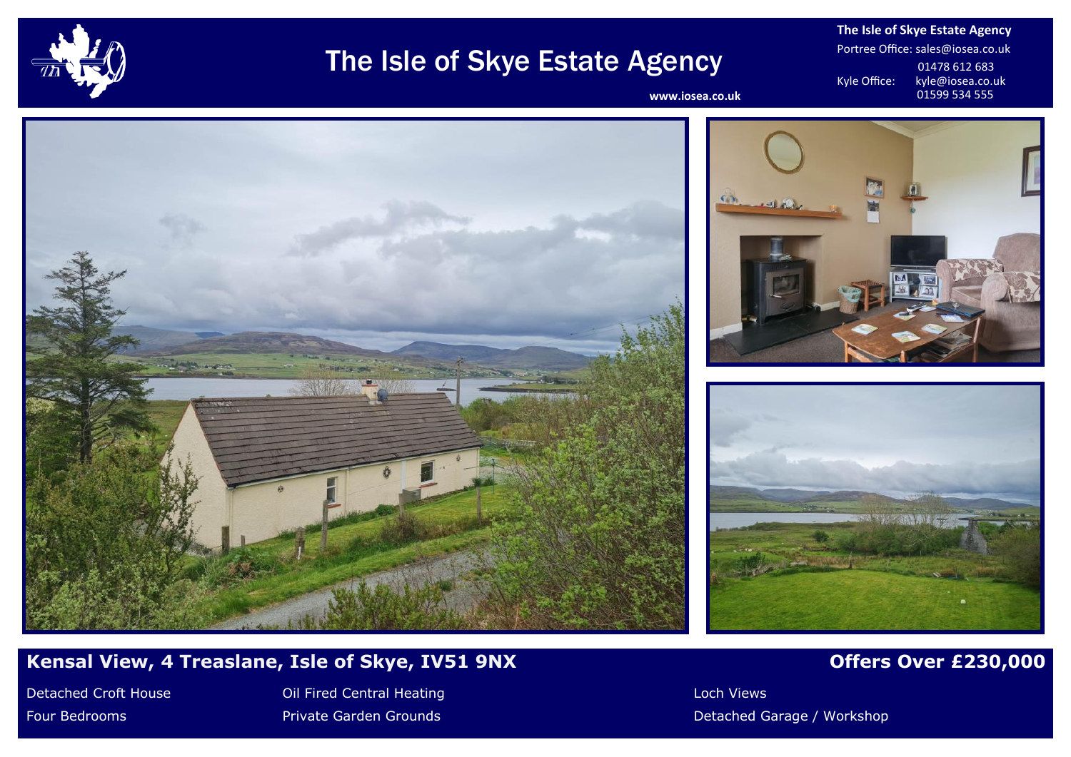# The Isle of Skye Estate Agency

www.iosea.co.uk

**The Isle of Skye Estate Agency**

Portree Office: sales@iosea.co.uk
01478 612 683

Kyle Office: kyle@iosea.co.uk
01599 534 555

## Kensal View, 4 Treaslane, Isle of Skye, IV51 9NX

## Offers Over £230,000

- Detached Croft House
- Four Bedrooms
- Oil Fired Central Heating
- Private Garden Grounds
- Loch Views
- Detached Garage / Workshop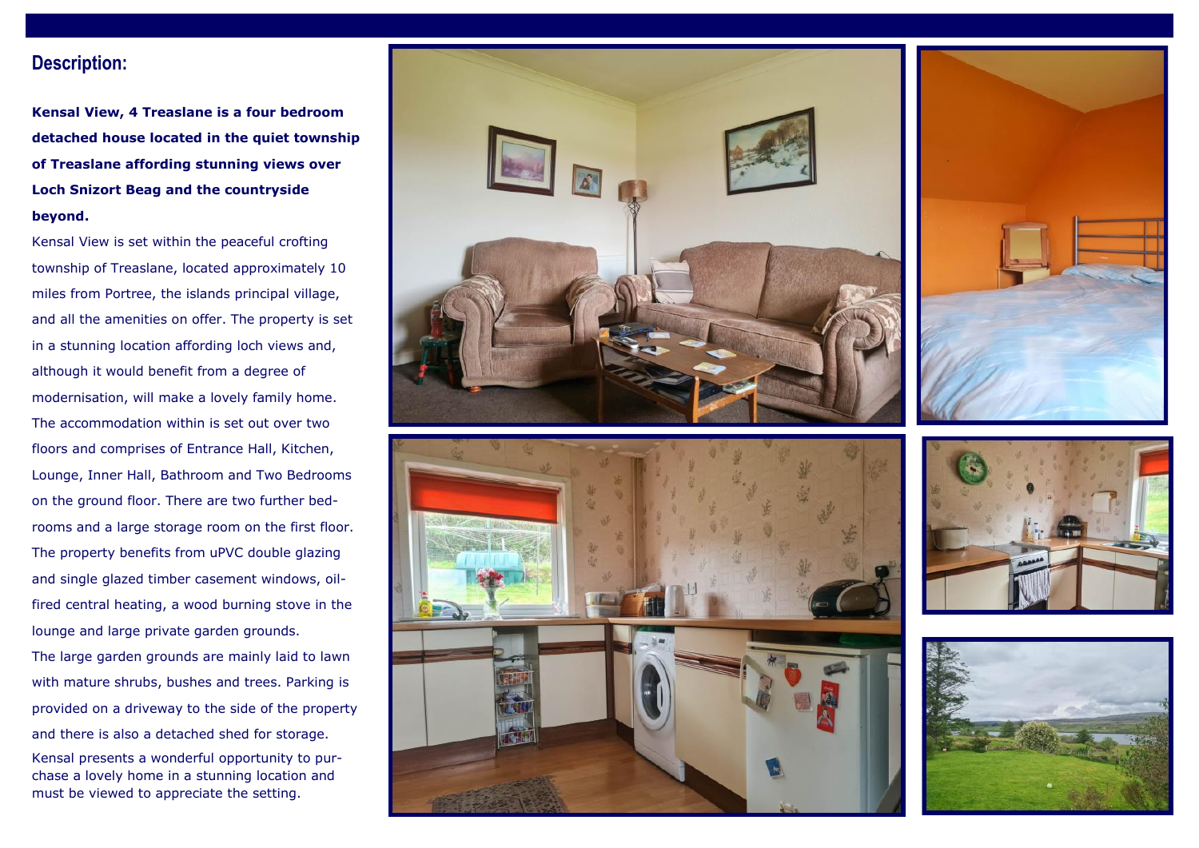## Description:

**Kensal View, 4 Treaslane is a four bedroom detached house located in the quiet township of Treaslane affording stunning views over Loch Snizort Beag and the countryside beyond.**

Kensal View is set within the peaceful crofting township of Treaslane, located approximately 10 miles from Portree, the islands principal village, and all the amenities on offer. The property is set in a stunning location affording loch views and, although it would benefit from a degree of modernisation, will make a lovely family home. The accommodation within is set out over two floors and comprises of Entrance Hall, Kitchen, Lounge, Inner Hall, Bathroom and Two Bedrooms on the ground floor. There are two further bedrooms and a large storage room on the first floor. The property benefits from uPVC double glazing and single glazed timber casement windows, oil-fired central heating, a wood burning stove in the lounge and large private garden grounds.

The large garden grounds are mainly laid to lawn with mature shrubs, bushes and trees. Parking is provided on a driveway to the side of the property and there is also a detached shed for storage.

Kensal presents a wonderful opportunity to purchase a lovely home in a stunning location and must be viewed to appreciate the setting.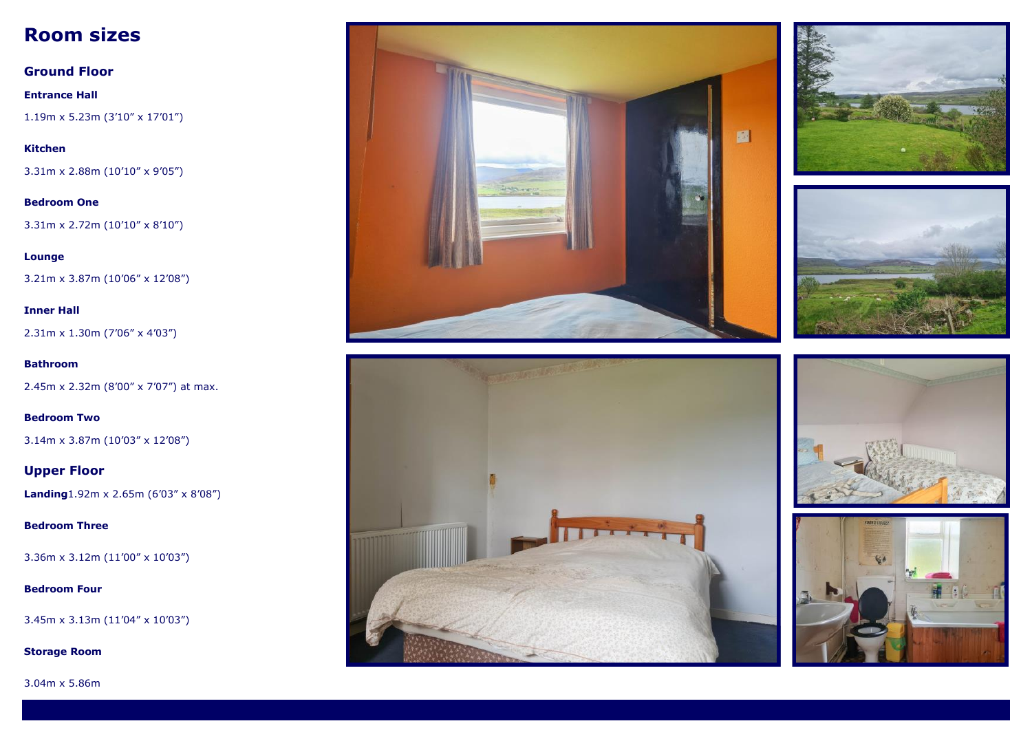# Room sizes

## Ground Floor

**Entrance Hall**

1.19m x 5.23m (3'10" x 17'01")

**Kitchen**

3.31m x 2.88m (10'10" x 9'05")

**Bedroom One**

3.31m x 2.72m (10'10" x 8'10")

**Lounge**

3.21m x 3.87m (10'06" x 12'08")

**Inner Hall**

2.31m x 1.30m (7'06" x 4'03")

**Bathroom**

2.45m x 2.32m (8'00" x 7'07") at max.

**Bedroom Two**

3.14m x 3.87m (10'03" x 12'08")

## Upper Floor

**Landing**1.92m x 2.65m (6'03" x 8'08")

**Bedroom Three**

3.36m x 3.12m (11'00" x 10'03")

**Bedroom Four**

3.45m x 3.13m (11'04" x 10'03")

**Storage Room**

3.04m x 5.86m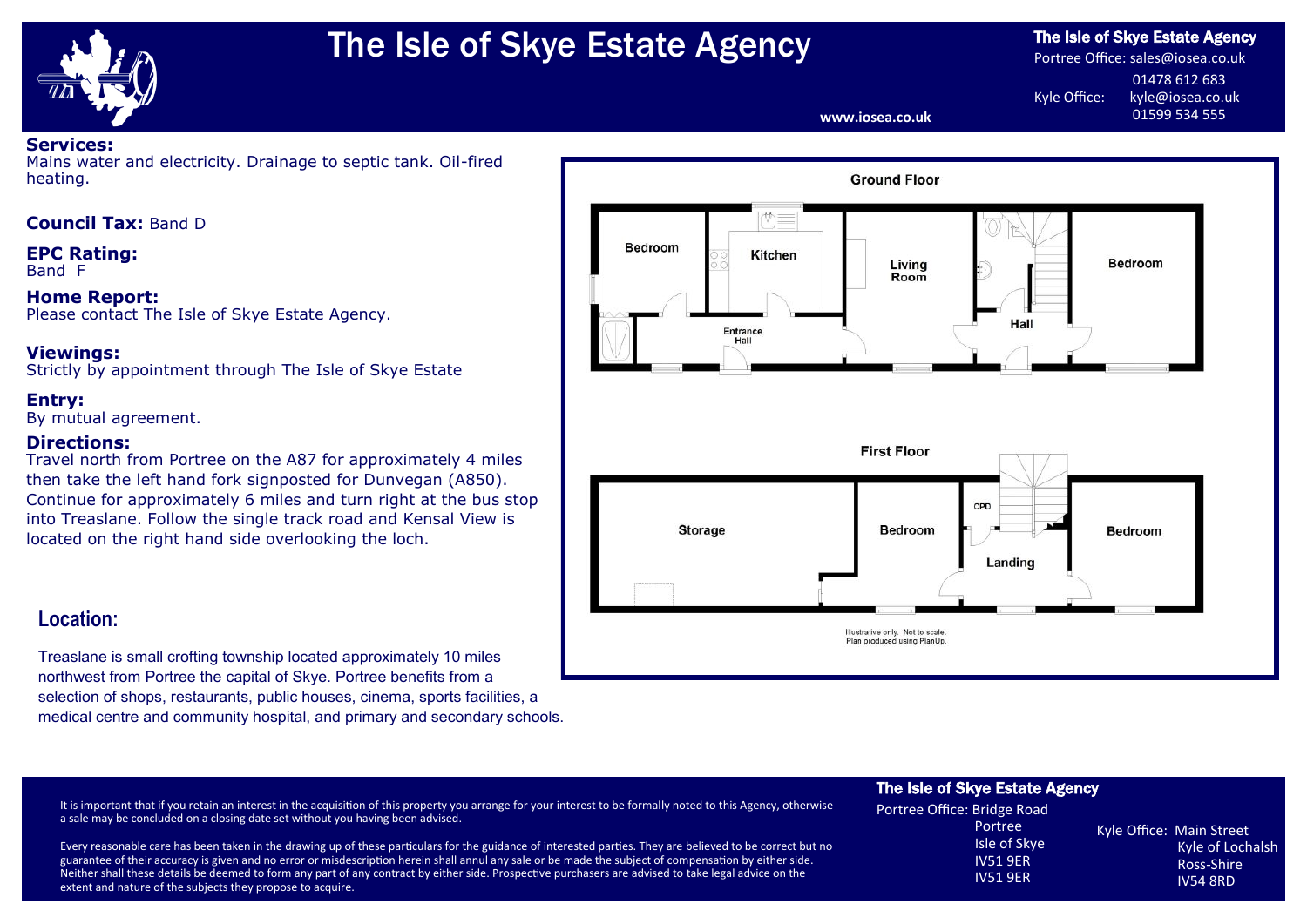# The Isle of Skye Estate Agency

**The Isle of Skye Estate Agency**
Portree Office: sales@iosea.co.uk
01478 612 683
Kyle Office: kyle@iosea.co.uk
01599 534 555

www.iosea.co.uk

**Services:**
Mains water and electricity. Drainage to septic tank. Oil-fired heating.

**Council Tax:** Band D

**EPC Rating:**
Band F

**Home Report:**
Please contact The Isle of Skye Estate Agency.

**Viewings:**
Strictly by appointment through The Isle of Skye Estate

**Entry:**
By mutual agreement.

**Directions:**
Travel north from Portree on the A87 for approximately 4 miles then take the left hand fork signposted for Dunvegan (A850). Continue for approximately 6 miles and turn right at the bus stop into Treaslane. Follow the single track road and Kensal View is located on the right hand side overlooking the loch.

## Location:

Treaslane is small crofting township located approximately 10 miles northwest from Portree the capital of Skye. Portree benefits from a selection of shops, restaurants, public houses, cinema, sports facilities, a medical centre and community hospital, and primary and secondary schools.

Ground Floor

Bedroom
Kitchen
Living Room
Hall
Bedroom
Entrance Hall

First Floor

Storage
Bedroom
CPD
Landing
Bedroom

Illustrative only. Not to scale.
Plan produced using PlanUp.

It is important that if you retain an interest in the acquisition of this property you arrange for your interest to be formally noted to this Agency, otherwise a sale may be concluded on a closing date set without you having been advised.

Every reasonable care has been taken in the drawing up of these particulars for the guidance of interested parties. They are believed to be correct but no guarantee of their accuracy is given and no error or misdescription herein shall annul any sale or be made the subject of compensation by either side. Neither shall these details be deemed to form any part of any contract by either side. Prospective purchasers are advised to take legal advice on the extent and nature of the subjects they propose to acquire.

**The Isle of Skye Estate Agency**
Portree Office: Bridge Road
Portree
Isle of Skye
IV51 9ER
IV51 9ER

Kyle Office: Main Street
Kyle of Lochalsh
Ross-Shire
IV54 8RD